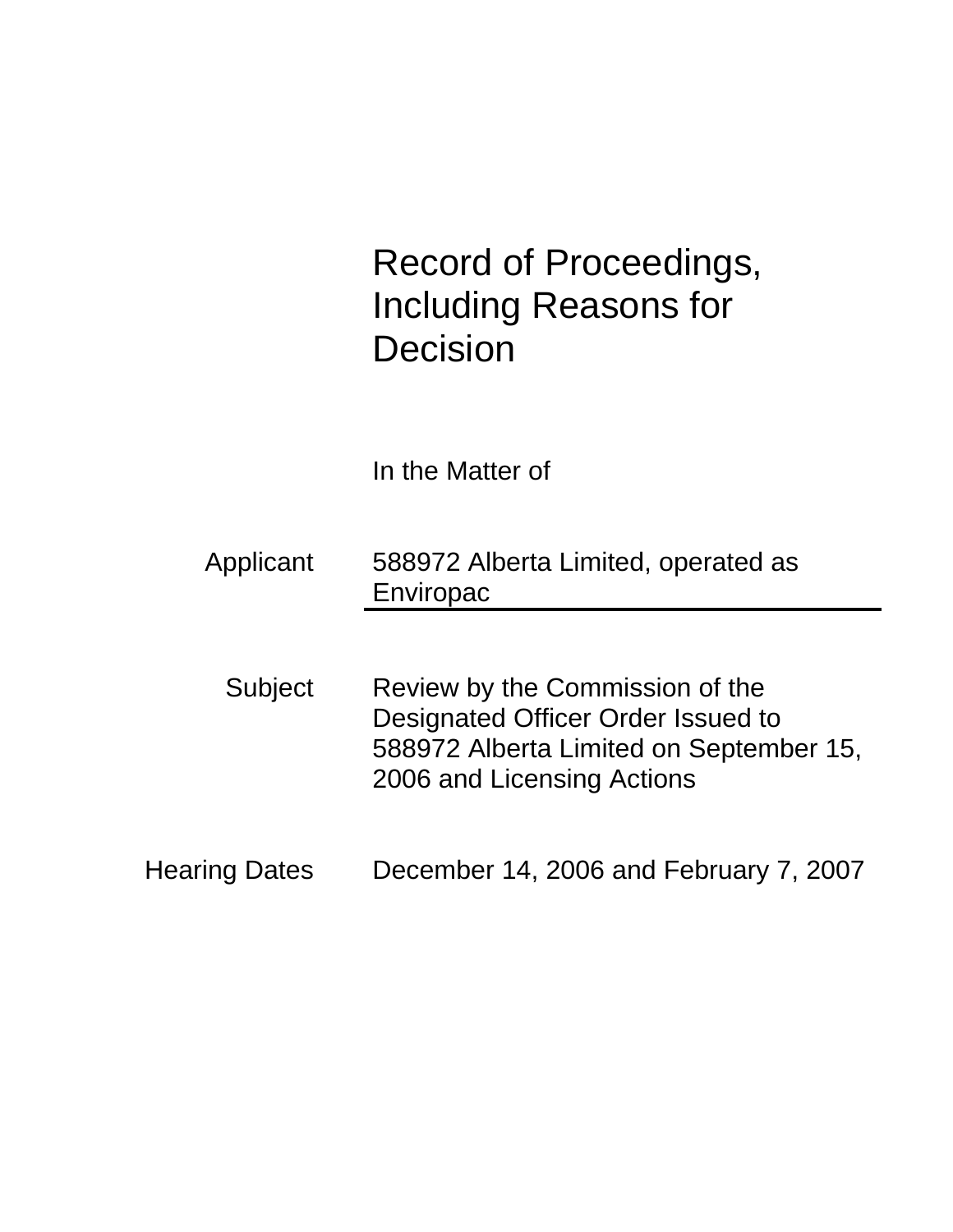# Record of Proceedings, Including Reasons for Decision

In the Matter of

**Applicant** 588972 Alberta Limited, operated as Enviropac

**Subject** Review by the Commission of the Designated Officer Order Issued to 588972 Alberta Limited on September 15, 2006 and Licensing Actions

**Hearing Dates** December 14, 2006 and February 7, 2007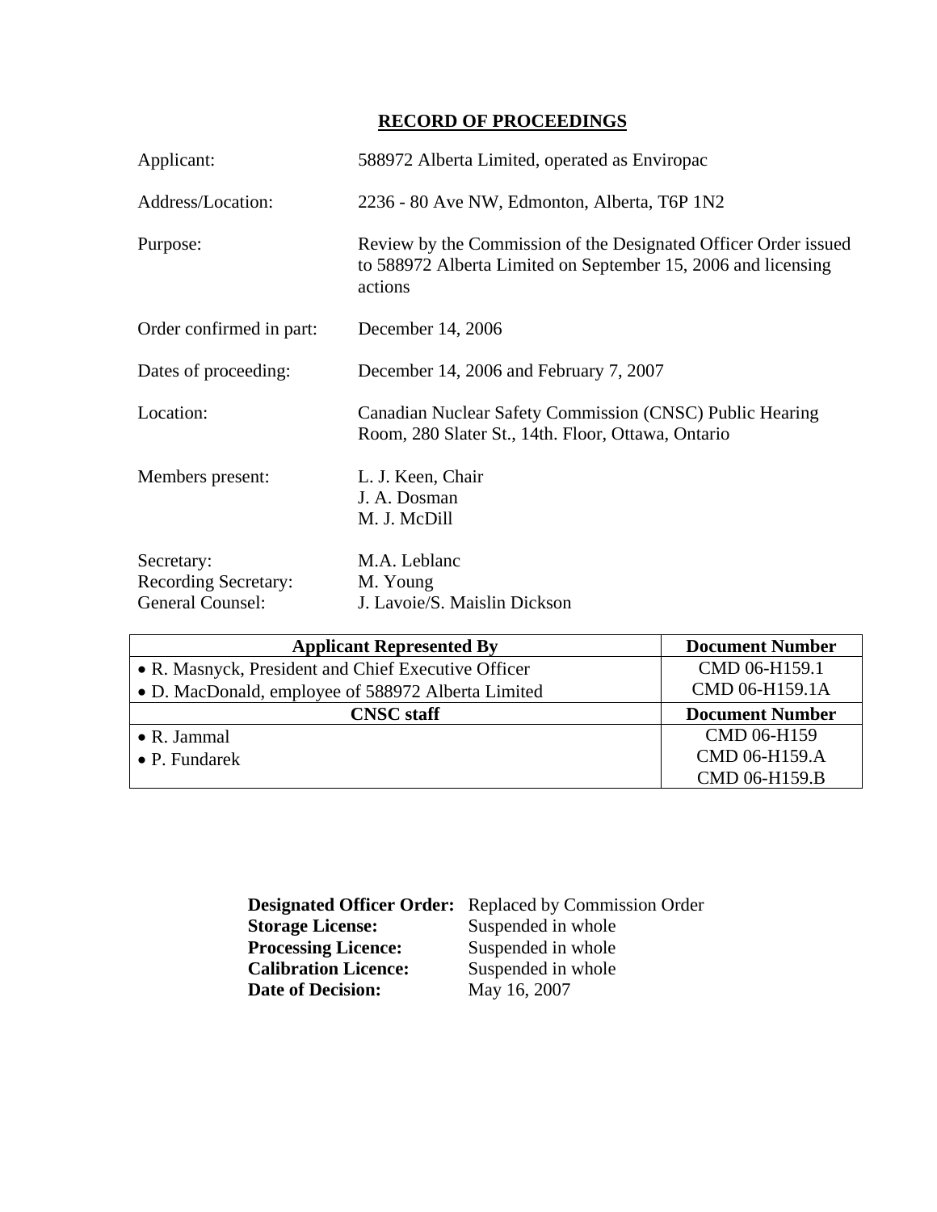# RECORD OF PROCEEDINGS

Applicant: 588972 Alberta Limited, operated as Enviropac

Address/Location: 2236 - 80 Ave NW, Edmonton, Alberta, T6P 1N2

Purpose: Review by the Commission of the Designated Officer Order issued to 588972 Alberta Limited on September 15, 2006 and licensing actions

Order confirmed in part: December 14, 2006

Dates of proceeding: December 14, 2006 and February 7, 2007

Location: Canadian Nuclear Safety Commission (CNSC) Public Hearing Room, 280 Slater St., 14th. Floor, Ottawa, Ontario

Members present: L. J. Keen, Chair
J. A. Dosman
M. J. McDill

Secretary: M.A. Leblanc
Recording Secretary: M. Young
General Counsel: J. Lavoie/S. Maislin Dickson

| Applicant Represented By | Document Number |
|---|---|
| • R. Masnyck, President and Chief Executive Officer | CMD 06-H159.1 |
| • D. MacDonald, employee of 588972 Alberta Limited | CMD 06-H159.1A |
| **CNSC staff** | **Document Number** |
| • R. Jammal | CMD 06-H159 |
| • P. Fundarek | CMD 06-H159.A |
| | CMD 06-H159.B |

**Designated Officer Order:** Replaced by Commission Order
**Storage License:** Suspended in whole
**Processing Licence:** Suspended in whole
**Calibration Licence:** Suspended in whole
**Date of Decision:** May 16, 2007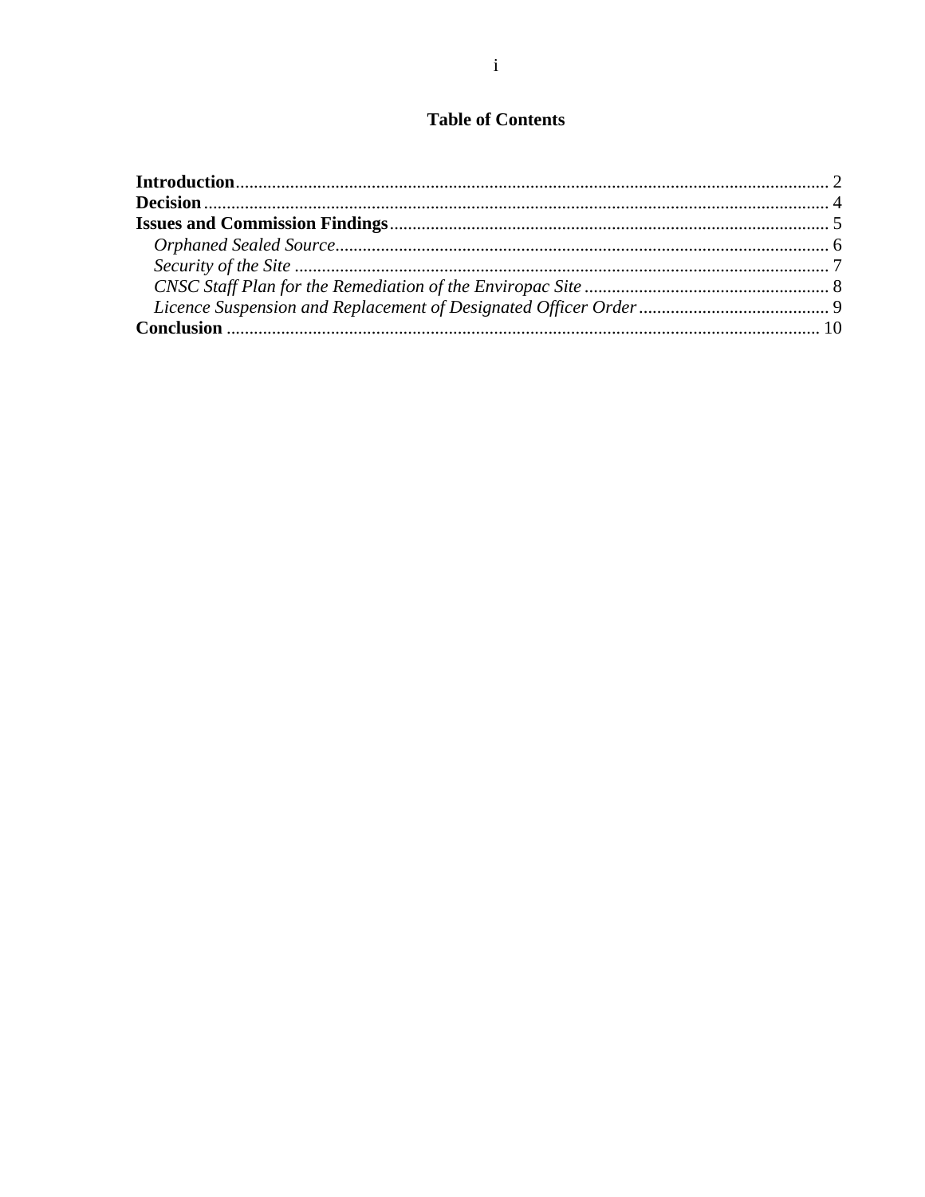# Table of Contents

**Introduction** .................................................................................................. 2
**Decision** .......................................................................................................... 4
**Issues and Commission Findings** ................................................................. 5
  *Orphaned Sealed Source* ............................................................................. 6
  *Security of the Site* ...................................................................................... 7
  *CNSC Staff Plan for the Remediation of the Enviropac Site* ....................... 8
  *Licence Suspension and Replacement of Designated Officer Order* ........... 9
**Conclusion** .................................................................................................... 10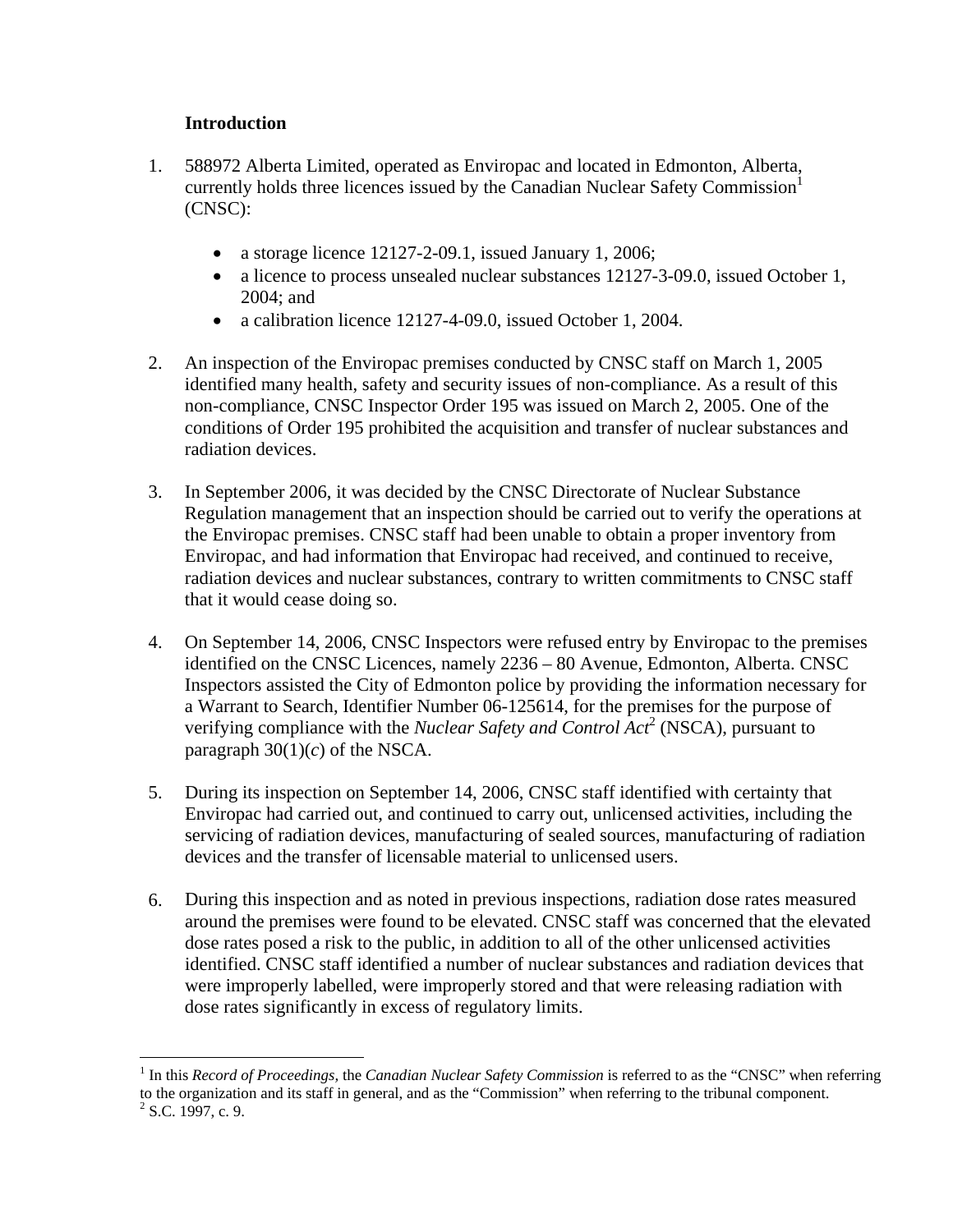## Introduction

1. 588972 Alberta Limited, operated as Enviropac and located in Edmonton, Alberta, currently holds three licences issued by the Canadian Nuclear Safety Commission[1] (CNSC):

   - a storage licence 12127-2-09.1, issued January 1, 2006;
   - a licence to process unsealed nuclear substances 12127-3-09.0, issued October 1, 2004; and
   - a calibration licence 12127-4-09.0, issued October 1, 2004.

2. An inspection of the Enviropac premises conducted by CNSC staff on March 1, 2005 identified many health, safety and security issues of non-compliance. As a result of this non-compliance, CNSC Inspector Order 195 was issued on March 2, 2005. One of the conditions of Order 195 prohibited the acquisition and transfer of nuclear substances and radiation devices.

3. In September 2006, it was decided by the CNSC Directorate of Nuclear Substance Regulation management that an inspection should be carried out to verify the operations at the Enviropac premises. CNSC staff had been unable to obtain a proper inventory from Enviropac, and had information that Enviropac had received, and continued to receive, radiation devices and nuclear substances, contrary to written commitments to CNSC staff that it would cease doing so.

4. On September 14, 2006, CNSC Inspectors were refused entry by Enviropac to the premises identified on the CNSC Licences, namely 2236 – 80 Avenue, Edmonton, Alberta. CNSC Inspectors assisted the City of Edmonton police by providing the information necessary for a Warrant to Search, Identifier Number 06-125614, for the premises for the purpose of verifying compliance with the *Nuclear Safety and Control Act*[2] (NSCA), pursuant to paragraph 30(1)(*c*) of the NSCA.

5. During its inspection on September 14, 2006, CNSC staff identified with certainty that Enviropac had carried out, and continued to carry out, unlicensed activities, including the servicing of radiation devices, manufacturing of sealed sources, manufacturing of radiation devices and the transfer of licensable material to unlicensed users.

6. During this inspection and as noted in previous inspections, radiation dose rates measured around the premises were found to be elevated. CNSC staff was concerned that the elevated dose rates posed a risk to the public, in addition to all of the other unlicensed activities identified. CNSC staff identified a number of nuclear substances and radiation devices that were improperly labelled, were improperly stored and that were releasing radiation with dose rates significantly in excess of regulatory limits.

---

[1] In this *Record of Proceedings*, the *Canadian Nuclear Safety Commission* is referred to as the "CNSC" when referring to the organization and its staff in general, and as the "Commission" when referring to the tribunal component.

[2] S.C. 1997, c. 9.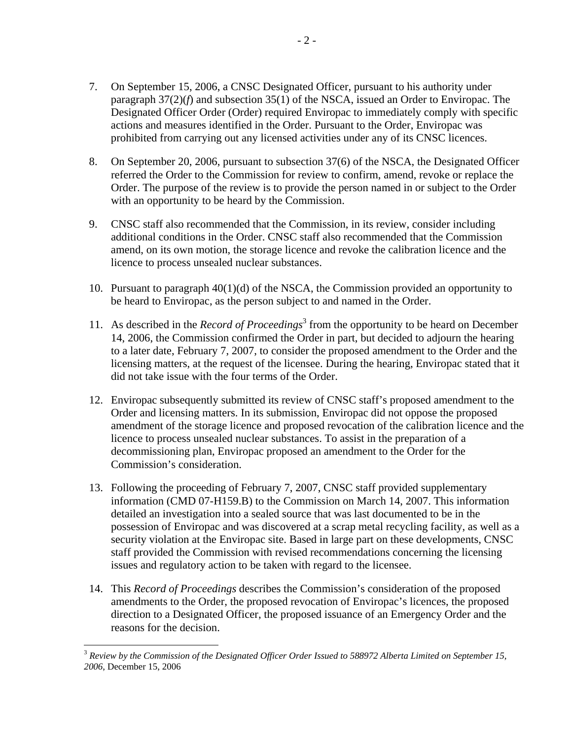7. On September 15, 2006, a CNSC Designated Officer, pursuant to his authority under paragraph 37(2)(*f*) and subsection 35(1) of the NSCA, issued an Order to Enviropac. The Designated Officer Order (Order) required Enviropac to immediately comply with specific actions and measures identified in the Order. Pursuant to the Order, Enviropac was prohibited from carrying out any licensed activities under any of its CNSC licences.

8. On September 20, 2006, pursuant to subsection 37(6) of the NSCA, the Designated Officer referred the Order to the Commission for review to confirm, amend, revoke or replace the Order. The purpose of the review is to provide the person named in or subject to the Order with an opportunity to be heard by the Commission.

9. CNSC staff also recommended that the Commission, in its review, consider including additional conditions in the Order. CNSC staff also recommended that the Commission amend, on its own motion, the storage licence and revoke the calibration licence and the licence to process unsealed nuclear substances.

10. Pursuant to paragraph 40(1)(d) of the NSCA, the Commission provided an opportunity to be heard to Enviropac, as the person subject to and named in the Order.

11. As described in the *Record of Proceedings*[3] from the opportunity to be heard on December 14, 2006, the Commission confirmed the Order in part, but decided to adjourn the hearing to a later date, February 7, 2007, to consider the proposed amendment to the Order and the licensing matters, at the request of the licensee. During the hearing, Enviropac stated that it did not take issue with the four terms of the Order.

12. Enviropac subsequently submitted its review of CNSC staff's proposed amendment to the Order and licensing matters. In its submission, Enviropac did not oppose the proposed amendment of the storage licence and proposed revocation of the calibration licence and the licence to process unsealed nuclear substances. To assist in the preparation of a decommissioning plan, Enviropac proposed an amendment to the Order for the Commission's consideration.

13. Following the proceeding of February 7, 2007, CNSC staff provided supplementary information (CMD 07-H159.B) to the Commission on March 14, 2007. This information detailed an investigation into a sealed source that was last documented to be in the possession of Enviropac and was discovered at a scrap metal recycling facility, as well as a security violation at the Enviropac site. Based in large part on these developments, CNSC staff provided the Commission with revised recommendations concerning the licensing issues and regulatory action to be taken with regard to the licensee.

14. This *Record of Proceedings* describes the Commission's consideration of the proposed amendments to the Order, the proposed revocation of Enviropac's licences, the proposed direction to a Designated Officer, the proposed issuance of an Emergency Order and the reasons for the decision.

[3] *Review by the Commission of the Designated Officer Order Issued to 588972 Alberta Limited on September 15, 2006*, December 15, 2006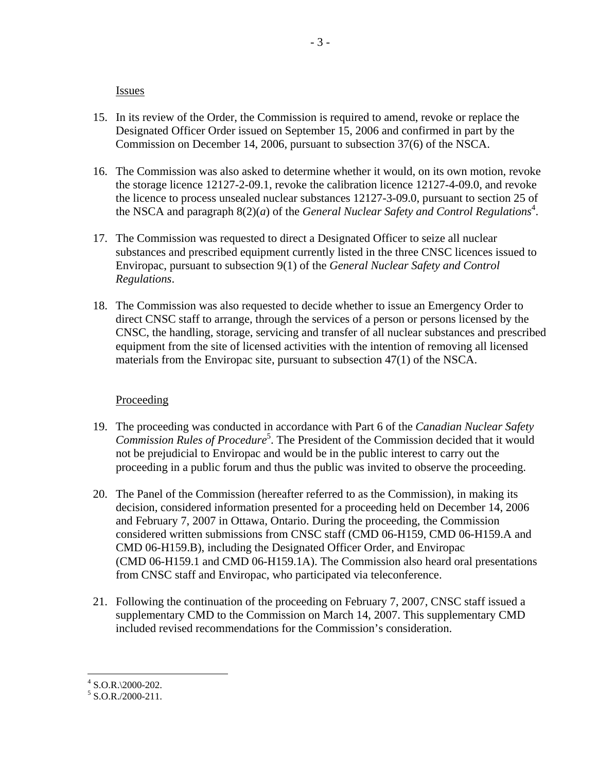Issues

15. In its review of the Order, the Commission is required to amend, revoke or replace the Designated Officer Order issued on September 15, 2006 and confirmed in part by the Commission on December 14, 2006, pursuant to subsection 37(6) of the NSCA.

16. The Commission was also asked to determine whether it would, on its own motion, revoke the storage licence 12127-2-09.1, revoke the calibration licence 12127-4-09.0, and revoke the licence to process unsealed nuclear substances 12127-3-09.0, pursuant to section 25 of the NSCA and paragraph 8(2)(*a*) of the *General Nuclear Safety and Control Regulations*[4].

17. The Commission was requested to direct a Designated Officer to seize all nuclear substances and prescribed equipment currently listed in the three CNSC licences issued to Enviropac, pursuant to subsection 9(1) of the *General Nuclear Safety and Control Regulations*.

18. The Commission was also requested to decide whether to issue an Emergency Order to direct CNSC staff to arrange, through the services of a person or persons licensed by the CNSC, the handling, storage, servicing and transfer of all nuclear substances and prescribed equipment from the site of licensed activities with the intention of removing all licensed materials from the Enviropac site, pursuant to subsection 47(1) of the NSCA.

Proceeding

19. The proceeding was conducted in accordance with Part 6 of the *Canadian Nuclear Safety Commission Rules of Procedure*[5]. The President of the Commission decided that it would not be prejudicial to Enviropac and would be in the public interest to carry out the proceeding in a public forum and thus the public was invited to observe the proceeding.

20. The Panel of the Commission (hereafter referred to as the Commission), in making its decision, considered information presented for a proceeding held on December 14, 2006 and February 7, 2007 in Ottawa, Ontario. During the proceeding, the Commission considered written submissions from CNSC staff (CMD 06-H159, CMD 06-H159.A and CMD 06-H159.B), including the Designated Officer Order, and Enviropac (CMD 06-H159.1 and CMD 06-H159.1A). The Commission also heard oral presentations from CNSC staff and Enviropac, who participated via teleconference.

21. Following the continuation of the proceeding on February 7, 2007, CNSC staff issued a supplementary CMD to the Commission on March 14, 2007. This supplementary CMD included revised recommendations for the Commission's consideration.

---

[4] S.O.R.\2000-202.

[5] S.O.R./2000-211.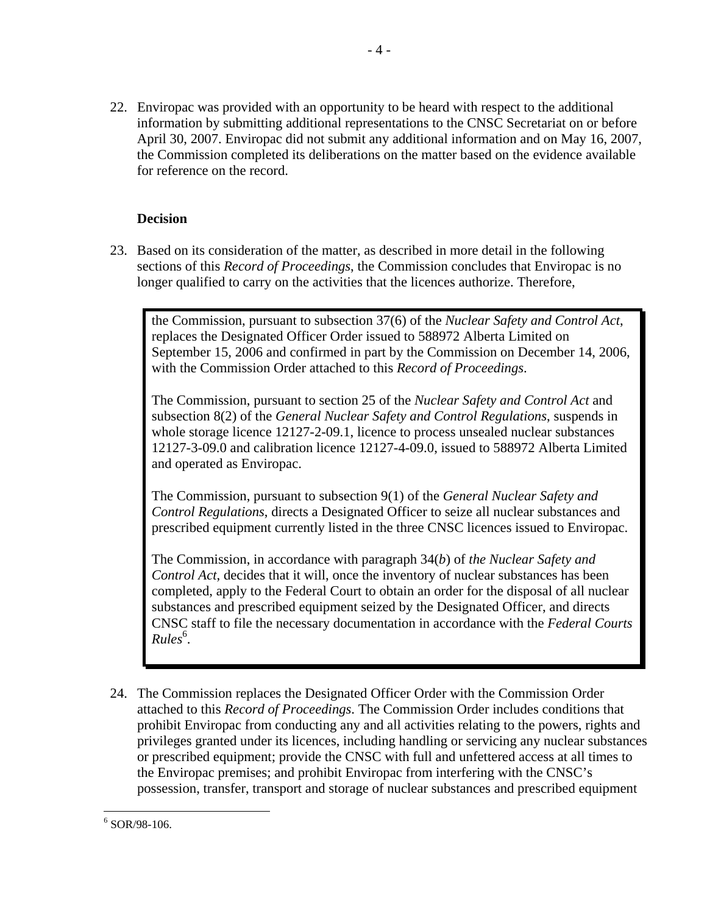22. Enviropac was provided with an opportunity to be heard with respect to the additional information by submitting additional representations to the CNSC Secretariat on or before April 30, 2007. Enviropac did not submit any additional information and on May 16, 2007, the Commission completed its deliberations on the matter based on the evidence available for reference on the record.

### Decision

23. Based on its consideration of the matter, as described in more detail in the following sections of this *Record of Proceedings*, the Commission concludes that Enviropac is no longer qualified to carry on the activities that the licences authorize. Therefore,

> the Commission, pursuant to subsection 37(6) of the *Nuclear Safety and Control Act*, replaces the Designated Officer Order issued to 588972 Alberta Limited on September 15, 2006 and confirmed in part by the Commission on December 14, 2006, with the Commission Order attached to this *Record of Proceedings*.
>
> The Commission, pursuant to section 25 of the *Nuclear Safety and Control Act* and subsection 8(2) of the *General Nuclear Safety and Control Regulations*, suspends in whole storage licence 12127-2-09.1, licence to process unsealed nuclear substances 12127-3-09.0 and calibration licence 12127-4-09.0, issued to 588972 Alberta Limited and operated as Enviropac.
>
> The Commission, pursuant to subsection 9(1) of the *General Nuclear Safety and Control Regulations*, directs a Designated Officer to seize all nuclear substances and prescribed equipment currently listed in the three CNSC licences issued to Enviropac.
>
> The Commission, in accordance with paragraph 34(*b*) of *the Nuclear Safety and Control Act*, decides that it will, once the inventory of nuclear substances has been completed, apply to the Federal Court to obtain an order for the disposal of all nuclear substances and prescribed equipment seized by the Designated Officer, and directs CNSC staff to file the necessary documentation in accordance with the *Federal Courts Rules*[6].

24. The Commission replaces the Designated Officer Order with the Commission Order attached to this *Record of Proceedings*. The Commission Order includes conditions that prohibit Enviropac from conducting any and all activities relating to the powers, rights and privileges granted under its licences, including handling or servicing any nuclear substances or prescribed equipment; provide the CNSC with full and unfettered access at all times to the Enviropac premises; and prohibit Enviropac from interfering with the CNSC's possession, transfer, transport and storage of nuclear substances and prescribed equipment

---

[6] SOR/98-106.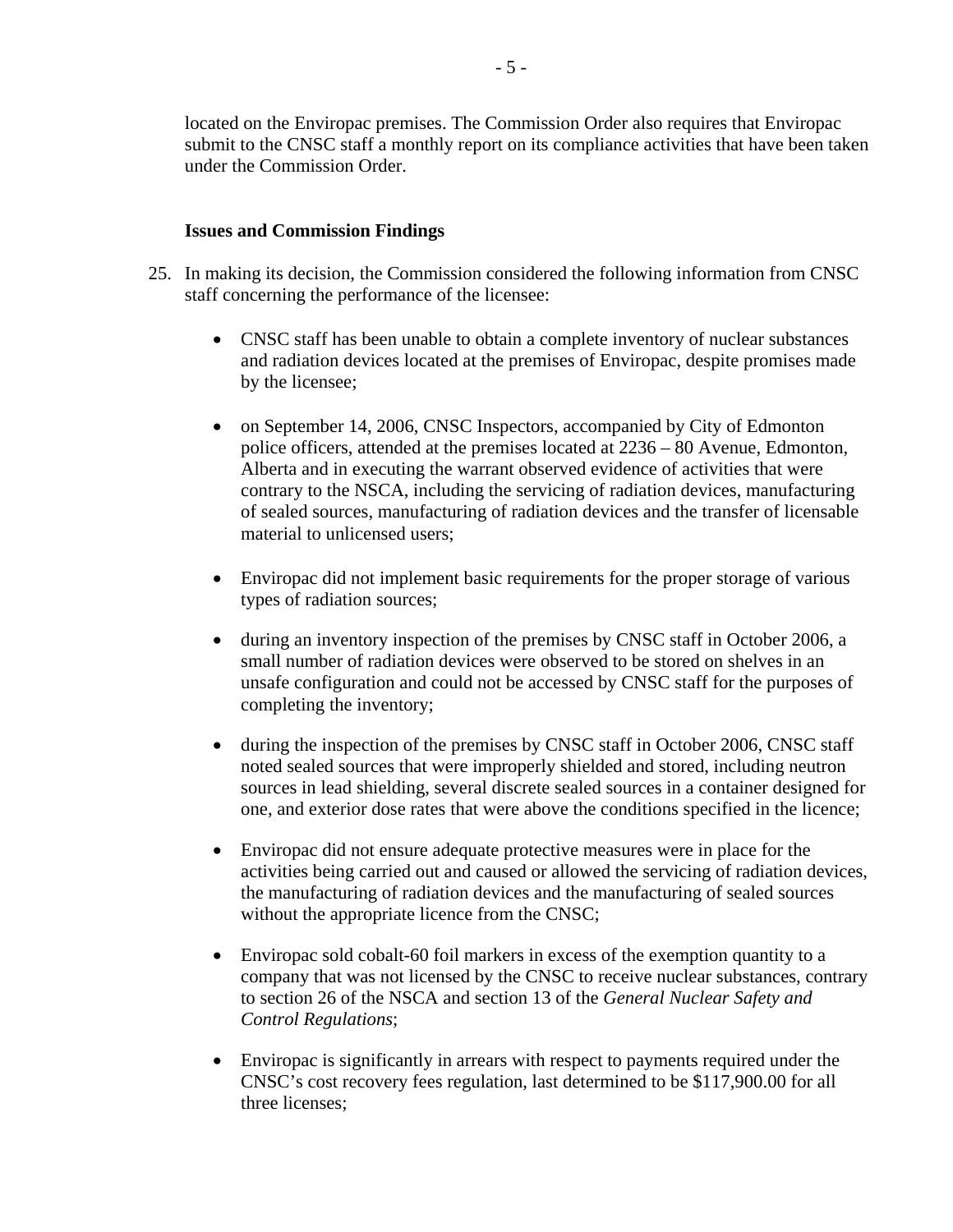located on the Enviropac premises. The Commission Order also requires that Enviropac submit to the CNSC staff a monthly report on its compliance activities that have been taken under the Commission Order.

**Issues and Commission Findings**

25. In making its decision, the Commission considered the following information from CNSC staff concerning the performance of the licensee:

    - CNSC staff has been unable to obtain a complete inventory of nuclear substances and radiation devices located at the premises of Enviropac, despite promises made by the licensee;

    - on September 14, 2006, CNSC Inspectors, accompanied by City of Edmonton police officers, attended at the premises located at 2236 – 80 Avenue, Edmonton, Alberta and in executing the warrant observed evidence of activities that were contrary to the NSCA, including the servicing of radiation devices, manufacturing of sealed sources, manufacturing of radiation devices and the transfer of licensable material to unlicensed users;

    - Enviropac did not implement basic requirements for the proper storage of various types of radiation sources;

    - during an inventory inspection of the premises by CNSC staff in October 2006, a small number of radiation devices were observed to be stored on shelves in an unsafe configuration and could not be accessed by CNSC staff for the purposes of completing the inventory;

    - during the inspection of the premises by CNSC staff in October 2006, CNSC staff noted sealed sources that were improperly shielded and stored, including neutron sources in lead shielding, several discrete sealed sources in a container designed for one, and exterior dose rates that were above the conditions specified in the licence;

    - Enviropac did not ensure adequate protective measures were in place for the activities being carried out and caused or allowed the servicing of radiation devices, the manufacturing of radiation devices and the manufacturing of sealed sources without the appropriate licence from the CNSC;

    - Enviropac sold cobalt-60 foil markers in excess of the exemption quantity to a company that was not licensed by the CNSC to receive nuclear substances, contrary to section 26 of the NSCA and section 13 of the *General Nuclear Safety and Control Regulations*;

    - Enviropac is significantly in arrears with respect to payments required under the CNSC's cost recovery fees regulation, last determined to be $117,900.00 for all three licenses;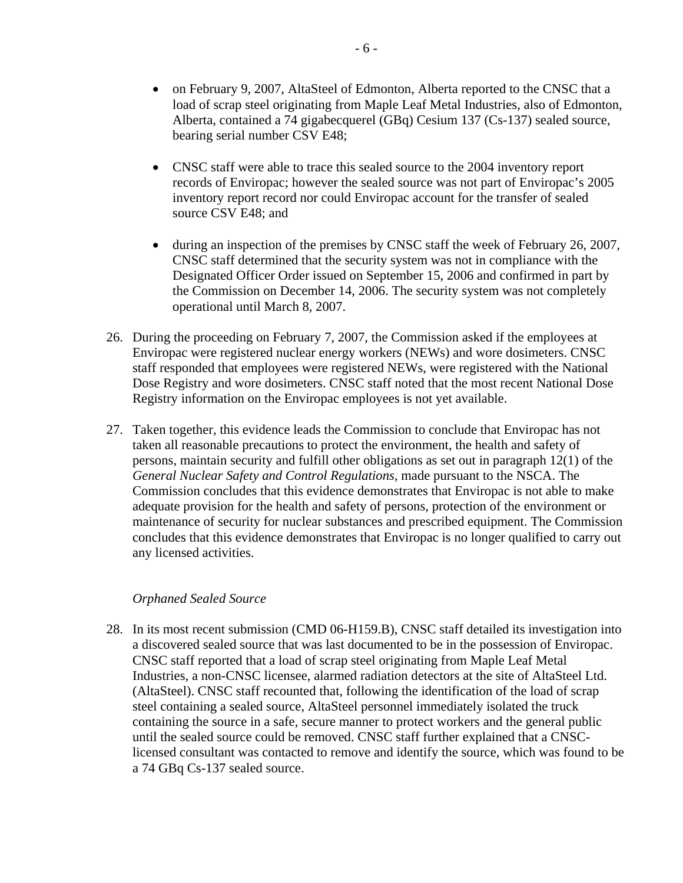- on February 9, 2007, AltaSteel of Edmonton, Alberta reported to the CNSC that a load of scrap steel originating from Maple Leaf Metal Industries, also of Edmonton, Alberta, contained a 74 gigabecquerel (GBq) Cesium 137 (Cs-137) sealed source, bearing serial number CSV E48;

- CNSC staff were able to trace this sealed source to the 2004 inventory report records of Enviropac; however the sealed source was not part of Enviropac's 2005 inventory report record nor could Enviropac account for the transfer of sealed source CSV E48; and

- during an inspection of the premises by CNSC staff the week of February 26, 2007, CNSC staff determined that the security system was not in compliance with the Designated Officer Order issued on September 15, 2006 and confirmed in part by the Commission on December 14, 2006. The security system was not completely operational until March 8, 2007.

26. During the proceeding on February 7, 2007, the Commission asked if the employees at Enviropac were registered nuclear energy workers (NEWs) and wore dosimeters. CNSC staff responded that employees were registered NEWs, were registered with the National Dose Registry and wore dosimeters. CNSC staff noted that the most recent National Dose Registry information on the Enviropac employees is not yet available.

27. Taken together, this evidence leads the Commission to conclude that Enviropac has not taken all reasonable precautions to protect the environment, the health and safety of persons, maintain security and fulfill other obligations as set out in paragraph 12(1) of the *General Nuclear Safety and Control Regulations*, made pursuant to the NSCA. The Commission concludes that this evidence demonstrates that Enviropac is not able to make adequate provision for the health and safety of persons, protection of the environment or maintenance of security for nuclear substances and prescribed equipment. The Commission concludes that this evidence demonstrates that Enviropac is no longer qualified to carry out any licensed activities.

*Orphaned Sealed Source*

28. In its most recent submission (CMD 06-H159.B), CNSC staff detailed its investigation into a discovered sealed source that was last documented to be in the possession of Enviropac. CNSC staff reported that a load of scrap steel originating from Maple Leaf Metal Industries, a non-CNSC licensee, alarmed radiation detectors at the site of AltaSteel Ltd. (AltaSteel). CNSC staff recounted that, following the identification of the load of scrap steel containing a sealed source, AltaSteel personnel immediately isolated the truck containing the source in a safe, secure manner to protect workers and the general public until the sealed source could be removed. CNSC staff further explained that a CNSC-licensed consultant was contacted to remove and identify the source, which was found to be a 74 GBq Cs-137 sealed source.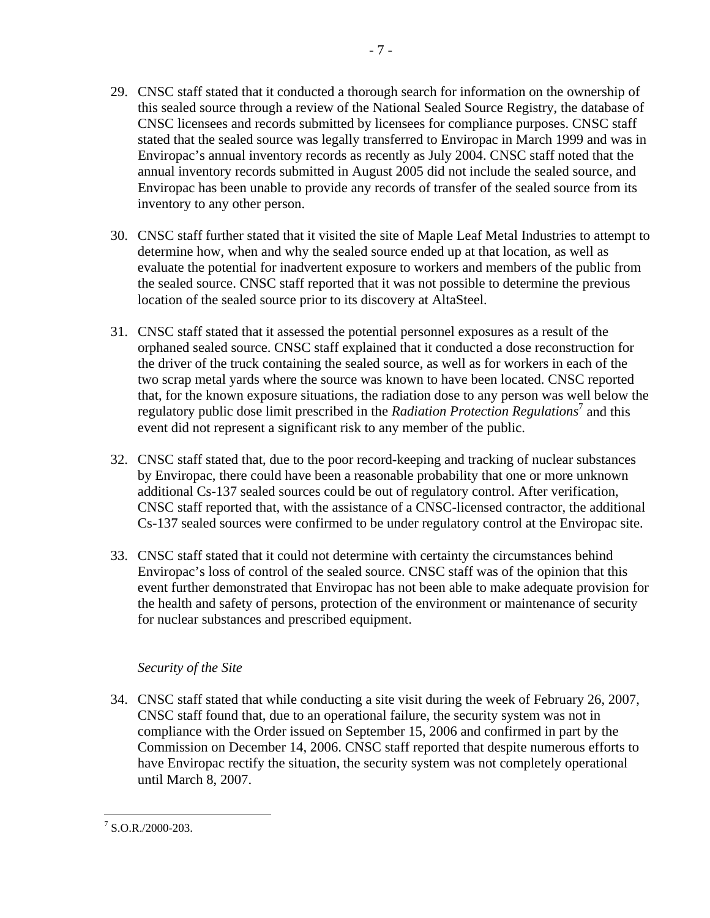29. CNSC staff stated that it conducted a thorough search for information on the ownership of this sealed source through a review of the National Sealed Source Registry, the database of CNSC licensees and records submitted by licensees for compliance purposes. CNSC staff stated that the sealed source was legally transferred to Enviropac in March 1999 and was in Enviropac's annual inventory records as recently as July 2004. CNSC staff noted that the annual inventory records submitted in August 2005 did not include the sealed source, and Enviropac has been unable to provide any records of transfer of the sealed source from its inventory to any other person.

30. CNSC staff further stated that it visited the site of Maple Leaf Metal Industries to attempt to determine how, when and why the sealed source ended up at that location, as well as evaluate the potential for inadvertent exposure to workers and members of the public from the sealed source. CNSC staff reported that it was not possible to determine the previous location of the sealed source prior to its discovery at AltaSteel.

31. CNSC staff stated that it assessed the potential personnel exposures as a result of the orphaned sealed source. CNSC staff explained that it conducted a dose reconstruction for the driver of the truck containing the sealed source, as well as for workers in each of the two scrap metal yards where the source was known to have been located. CNSC reported that, for the known exposure situations, the radiation dose to any person was well below the regulatory public dose limit prescribed in the *Radiation Protection Regulations*[7] and this event did not represent a significant risk to any member of the public.

32. CNSC staff stated that, due to the poor record-keeping and tracking of nuclear substances by Enviropac, there could have been a reasonable probability that one or more unknown additional Cs-137 sealed sources could be out of regulatory control. After verification, CNSC staff reported that, with the assistance of a CNSC-licensed contractor, the additional Cs-137 sealed sources were confirmed to be under regulatory control at the Enviropac site.

33. CNSC staff stated that it could not determine with certainty the circumstances behind Enviropac's loss of control of the sealed source. CNSC staff was of the opinion that this event further demonstrated that Enviropac has not been able to make adequate provision for the health and safety of persons, protection of the environment or maintenance of security for nuclear substances and prescribed equipment.

*Security of the Site*

34. CNSC staff stated that while conducting a site visit during the week of February 26, 2007, CNSC staff found that, due to an operational failure, the security system was not in compliance with the Order issued on September 15, 2006 and confirmed in part by the Commission on December 14, 2006. CNSC staff reported that despite numerous efforts to have Enviropac rectify the situation, the security system was not completely operational until March 8, 2007.

---

[7] S.O.R./2000-203.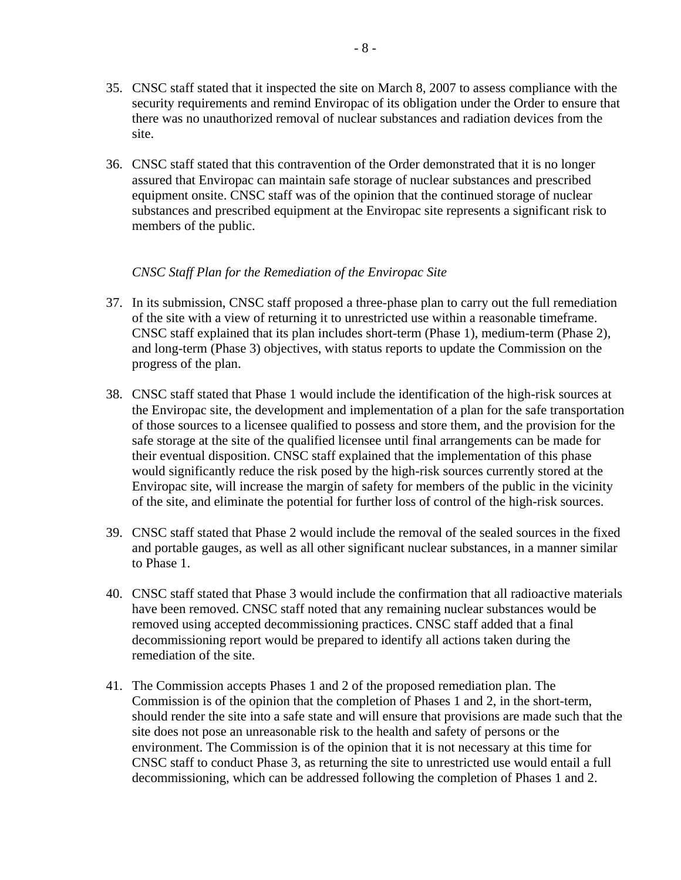35. CNSC staff stated that it inspected the site on March 8, 2007 to assess compliance with the security requirements and remind Enviropac of its obligation under the Order to ensure that there was no unauthorized removal of nuclear substances and radiation devices from the site.

36. CNSC staff stated that this contravention of the Order demonstrated that it is no longer assured that Enviropac can maintain safe storage of nuclear substances and prescribed equipment onsite. CNSC staff was of the opinion that the continued storage of nuclear substances and prescribed equipment at the Enviropac site represents a significant risk to members of the public.

*CNSC Staff Plan for the Remediation of the Enviropac Site*

37. In its submission, CNSC staff proposed a three-phase plan to carry out the full remediation of the site with a view of returning it to unrestricted use within a reasonable timeframe. CNSC staff explained that its plan includes short-term (Phase 1), medium-term (Phase 2), and long-term (Phase 3) objectives, with status reports to update the Commission on the progress of the plan.

38. CNSC staff stated that Phase 1 would include the identification of the high-risk sources at the Enviropac site, the development and implementation of a plan for the safe transportation of those sources to a licensee qualified to possess and store them, and the provision for the safe storage at the site of the qualified licensee until final arrangements can be made for their eventual disposition. CNSC staff explained that the implementation of this phase would significantly reduce the risk posed by the high-risk sources currently stored at the Enviropac site, will increase the margin of safety for members of the public in the vicinity of the site, and eliminate the potential for further loss of control of the high-risk sources.

39. CNSC staff stated that Phase 2 would include the removal of the sealed sources in the fixed and portable gauges, as well as all other significant nuclear substances, in a manner similar to Phase 1.

40. CNSC staff stated that Phase 3 would include the confirmation that all radioactive materials have been removed. CNSC staff noted that any remaining nuclear substances would be removed using accepted decommissioning practices. CNSC staff added that a final decommissioning report would be prepared to identify all actions taken during the remediation of the site.

41. The Commission accepts Phases 1 and 2 of the proposed remediation plan. The Commission is of the opinion that the completion of Phases 1 and 2, in the short-term, should render the site into a safe state and will ensure that provisions are made such that the site does not pose an unreasonable risk to the health and safety of persons or the environment. The Commission is of the opinion that it is not necessary at this time for CNSC staff to conduct Phase 3, as returning the site to unrestricted use would entail a full decommissioning, which can be addressed following the completion of Phases 1 and 2.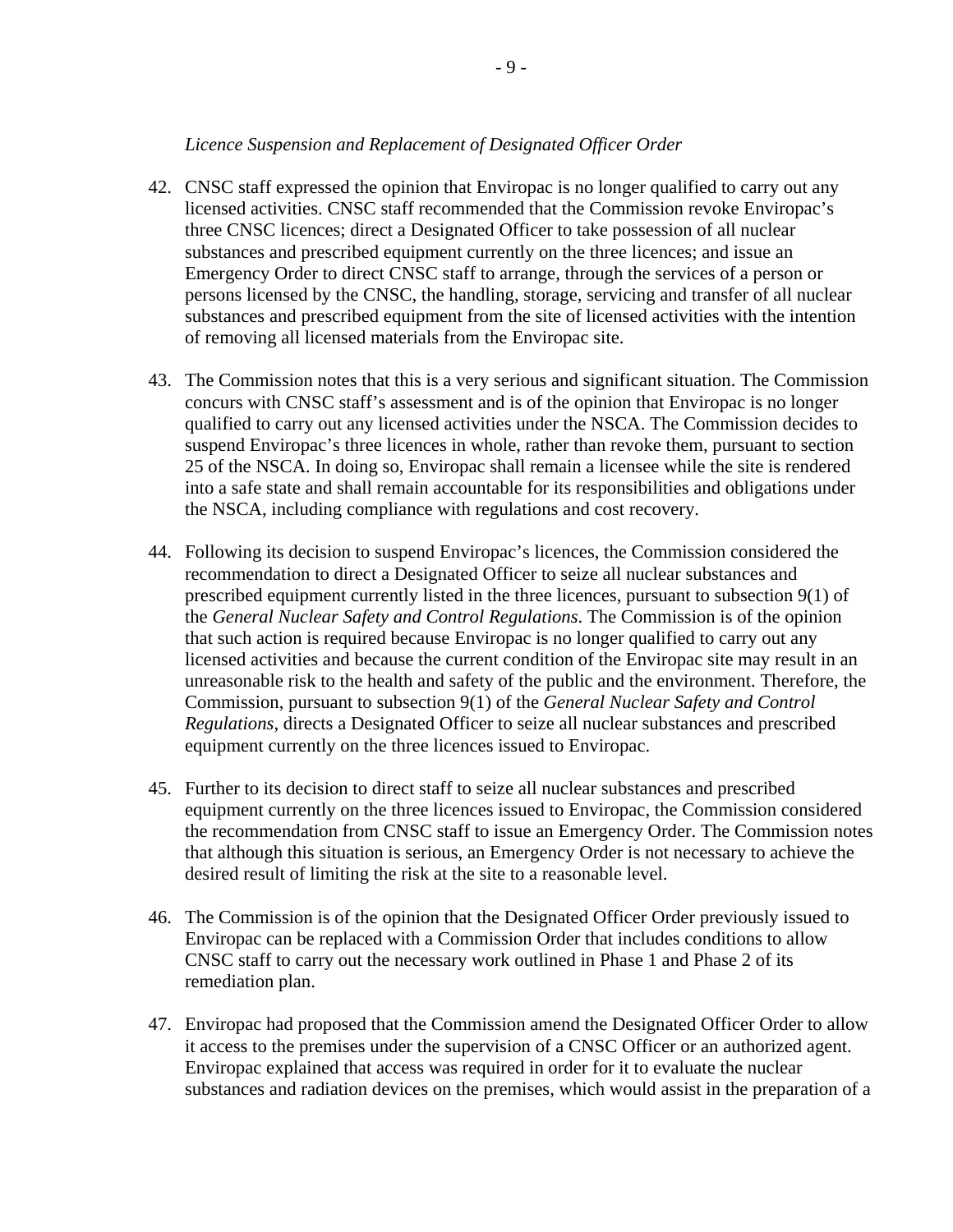*Licence Suspension and Replacement of Designated Officer Order*

42. CNSC staff expressed the opinion that Enviropac is no longer qualified to carry out any licensed activities. CNSC staff recommended that the Commission revoke Enviropac's three CNSC licences; direct a Designated Officer to take possession of all nuclear substances and prescribed equipment currently on the three licences; and issue an Emergency Order to direct CNSC staff to arrange, through the services of a person or persons licensed by the CNSC, the handling, storage, servicing and transfer of all nuclear substances and prescribed equipment from the site of licensed activities with the intention of removing all licensed materials from the Enviropac site.

43. The Commission notes that this is a very serious and significant situation. The Commission concurs with CNSC staff's assessment and is of the opinion that Enviropac is no longer qualified to carry out any licensed activities under the NSCA. The Commission decides to suspend Enviropac's three licences in whole, rather than revoke them, pursuant to section 25 of the NSCA. In doing so, Enviropac shall remain a licensee while the site is rendered into a safe state and shall remain accountable for its responsibilities and obligations under the NSCA, including compliance with regulations and cost recovery.

44. Following its decision to suspend Enviropac's licences, the Commission considered the recommendation to direct a Designated Officer to seize all nuclear substances and prescribed equipment currently listed in the three licences, pursuant to subsection 9(1) of the *General Nuclear Safety and Control Regulations*. The Commission is of the opinion that such action is required because Enviropac is no longer qualified to carry out any licensed activities and because the current condition of the Enviropac site may result in an unreasonable risk to the health and safety of the public and the environment. Therefore, the Commission, pursuant to subsection 9(1) of the *General Nuclear Safety and Control Regulations*, directs a Designated Officer to seize all nuclear substances and prescribed equipment currently on the three licences issued to Enviropac.

45. Further to its decision to direct staff to seize all nuclear substances and prescribed equipment currently on the three licences issued to Enviropac, the Commission considered the recommendation from CNSC staff to issue an Emergency Order. The Commission notes that although this situation is serious, an Emergency Order is not necessary to achieve the desired result of limiting the risk at the site to a reasonable level.

46. The Commission is of the opinion that the Designated Officer Order previously issued to Enviropac can be replaced with a Commission Order that includes conditions to allow CNSC staff to carry out the necessary work outlined in Phase 1 and Phase 2 of its remediation plan.

47. Enviropac had proposed that the Commission amend the Designated Officer Order to allow it access to the premises under the supervision of a CNSC Officer or an authorized agent. Enviropac explained that access was required in order for it to evaluate the nuclear substances and radiation devices on the premises, which would assist in the preparation of a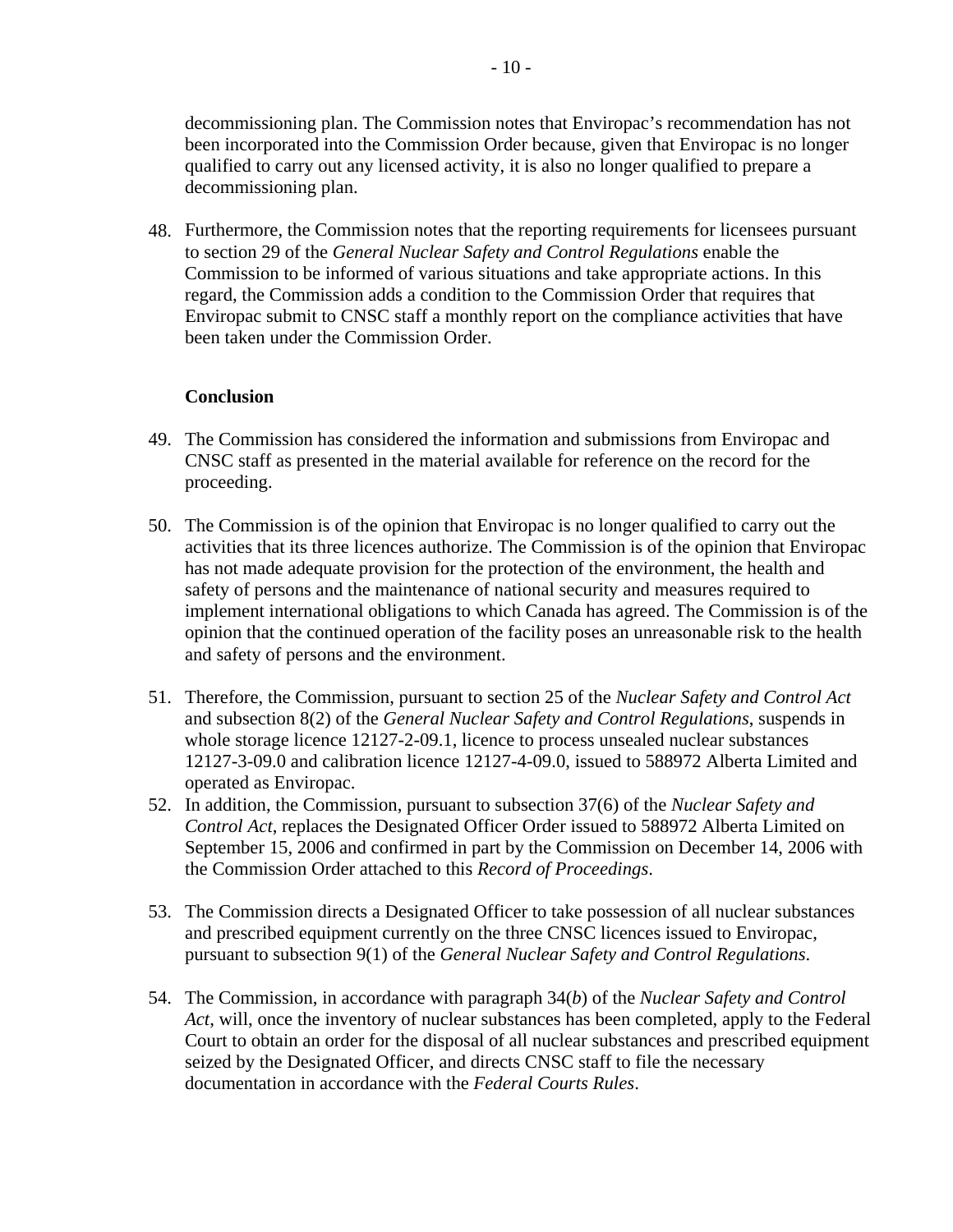decommissioning plan. The Commission notes that Enviropac's recommendation has not been incorporated into the Commission Order because, given that Enviropac is no longer qualified to carry out any licensed activity, it is also no longer qualified to prepare a decommissioning plan.

48. Furthermore, the Commission notes that the reporting requirements for licensees pursuant to section 29 of the *General Nuclear Safety and Control Regulations* enable the Commission to be informed of various situations and take appropriate actions. In this regard, the Commission adds a condition to the Commission Order that requires that Enviropac submit to CNSC staff a monthly report on the compliance activities that have been taken under the Commission Order.

**Conclusion**

49. The Commission has considered the information and submissions from Enviropac and CNSC staff as presented in the material available for reference on the record for the proceeding.

50. The Commission is of the opinion that Enviropac is no longer qualified to carry out the activities that its three licences authorize. The Commission is of the opinion that Enviropac has not made adequate provision for the protection of the environment, the health and safety of persons and the maintenance of national security and measures required to implement international obligations to which Canada has agreed. The Commission is of the opinion that the continued operation of the facility poses an unreasonable risk to the health and safety of persons and the environment.

51. Therefore, the Commission, pursuant to section 25 of the *Nuclear Safety and Control Act* and subsection 8(2) of the *General Nuclear Safety and Control Regulations*, suspends in whole storage licence 12127-2-09.1, licence to process unsealed nuclear substances 12127-3-09.0 and calibration licence 12127-4-09.0, issued to 588972 Alberta Limited and operated as Enviropac.

52. In addition, the Commission, pursuant to subsection 37(6) of the *Nuclear Safety and Control Act*, replaces the Designated Officer Order issued to 588972 Alberta Limited on September 15, 2006 and confirmed in part by the Commission on December 14, 2006 with the Commission Order attached to this *Record of Proceedings*.

53. The Commission directs a Designated Officer to take possession of all nuclear substances and prescribed equipment currently on the three CNSC licences issued to Enviropac, pursuant to subsection 9(1) of the *General Nuclear Safety and Control Regulations*.

54. The Commission, in accordance with paragraph 34(*b*) of the *Nuclear Safety and Control Act*, will, once the inventory of nuclear substances has been completed, apply to the Federal Court to obtain an order for the disposal of all nuclear substances and prescribed equipment seized by the Designated Officer, and directs CNSC staff to file the necessary documentation in accordance with the *Federal Courts Rules*.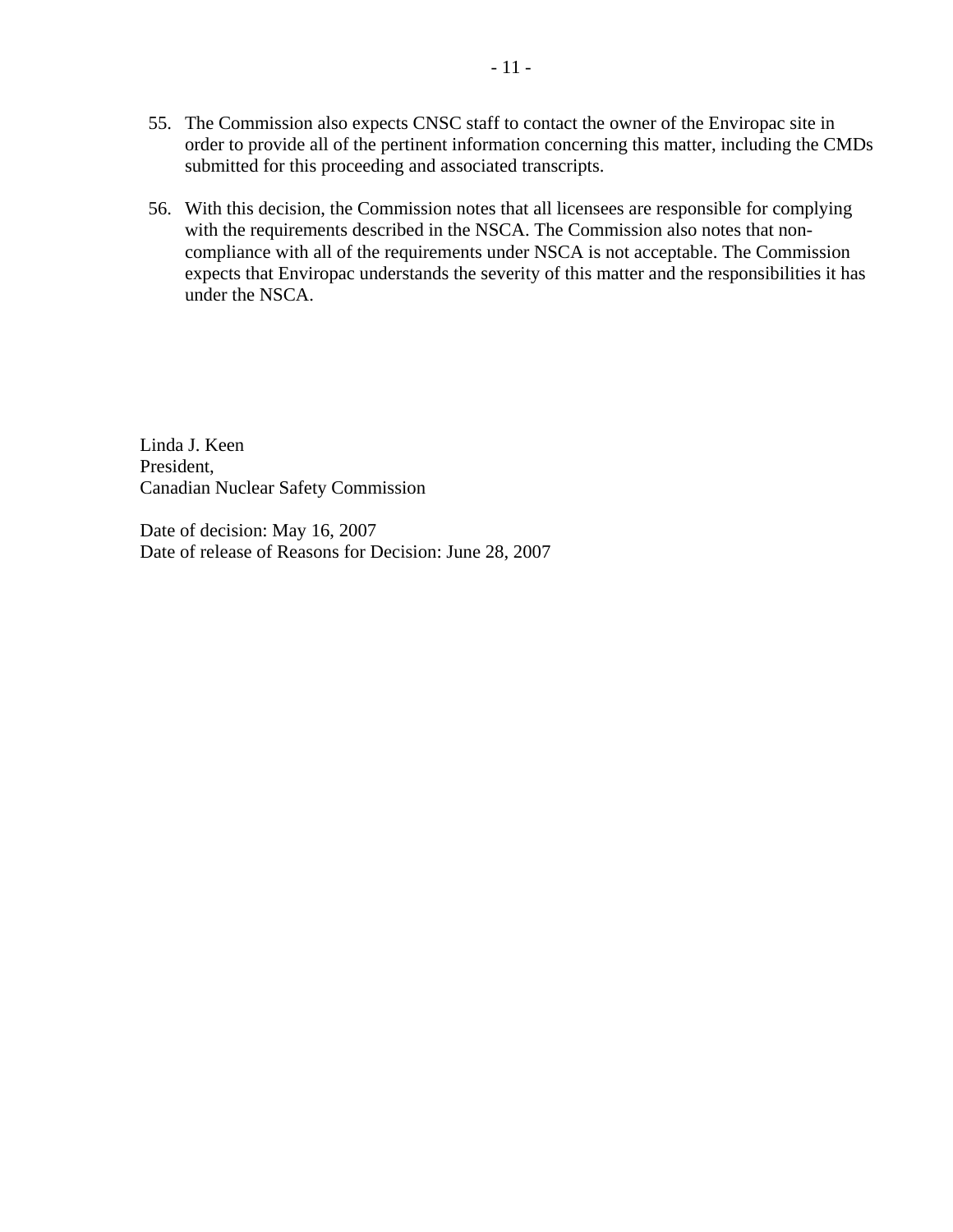55. The Commission also expects CNSC staff to contact the owner of the Enviropac site in order to provide all of the pertinent information concerning this matter, including the CMDs submitted for this proceeding and associated transcripts.

56. With this decision, the Commission notes that all licensees are responsible for complying with the requirements described in the NSCA. The Commission also notes that non-compliance with all of the requirements under NSCA is not acceptable. The Commission expects that Enviropac understands the severity of this matter and the responsibilities it has under the NSCA.

Linda J. Keen
President,
Canadian Nuclear Safety Commission

Date of decision: May 16, 2007
Date of release of Reasons for Decision: June 28, 2007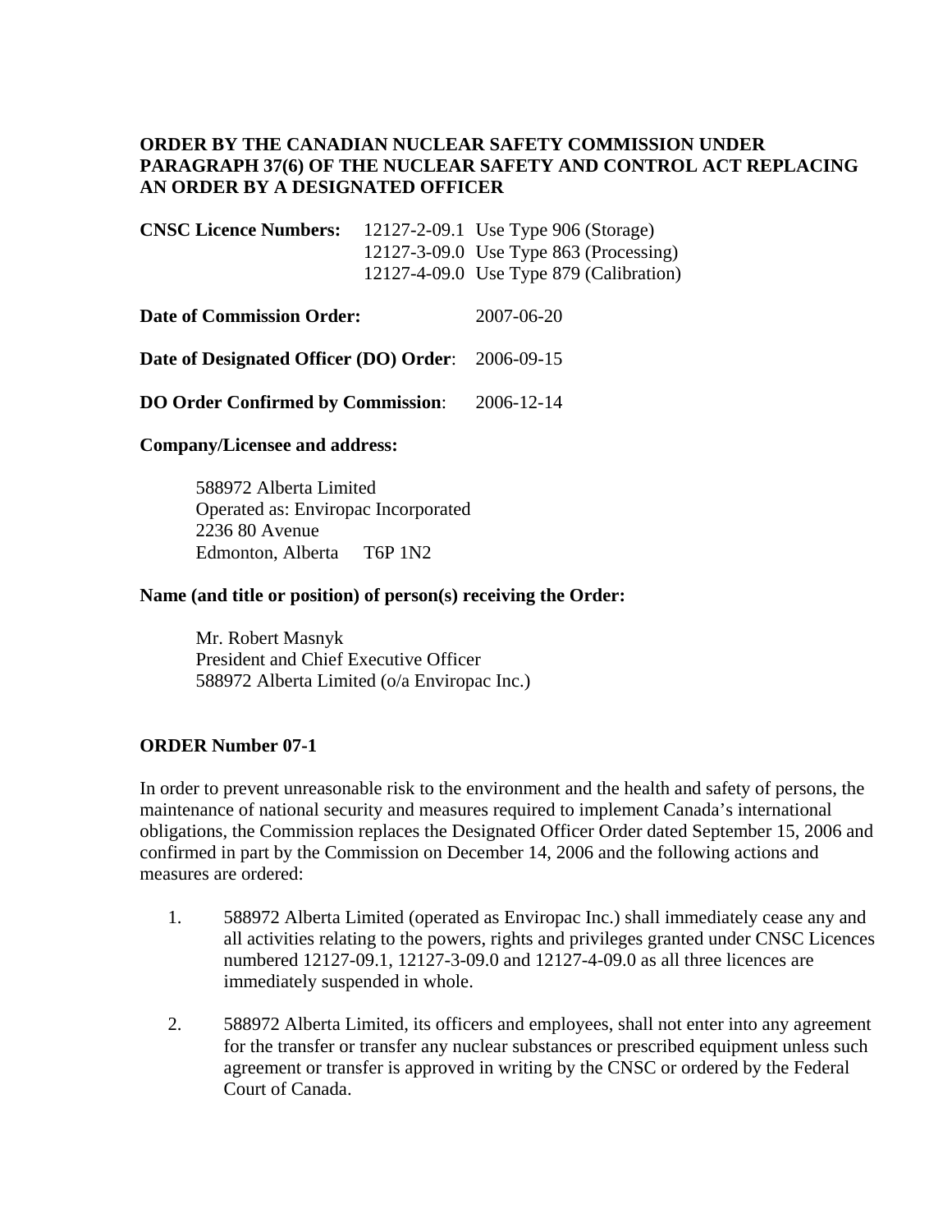**ORDER BY THE CANADIAN NUCLEAR SAFETY COMMISSION UNDER PARAGRAPH 37(6) OF THE NUCLEAR SAFETY AND CONTROL ACT REPLACING AN ORDER BY A DESIGNATED OFFICER**

**CNSC Licence Numbers:** 12127-2-09.1 Use Type 906 (Storage)
12127-3-09.0 Use Type 863 (Processing)
12127-4-09.0 Use Type 879 (Calibration)

**Date of Commission Order:** 2007-06-20

**Date of Designated Officer (DO) Order**: 2006-09-15

**DO Order Confirmed by Commission**: 2006-12-14

**Company/Licensee and address:**

588972 Alberta Limited
Operated as: Enviropac Incorporated
2236 80 Avenue
Edmonton, Alberta T6P 1N2

**Name (and title or position) of person(s) receiving the Order:**

Mr. Robert Masnyk
President and Chief Executive Officer
588972 Alberta Limited (o/a Enviropac Inc.)

**ORDER Number 07-1**

In order to prevent unreasonable risk to the environment and the health and safety of persons, the maintenance of national security and measures required to implement Canada's international obligations, the Commission replaces the Designated Officer Order dated September 15, 2006 and confirmed in part by the Commission on December 14, 2006 and the following actions and measures are ordered:

1. 588972 Alberta Limited (operated as Enviropac Inc.) shall immediately cease any and all activities relating to the powers, rights and privileges granted under CNSC Licences numbered 12127-09.1, 12127-3-09.0 and 12127-4-09.0 as all three licences are immediately suspended in whole.

2. 588972 Alberta Limited, its officers and employees, shall not enter into any agreement for the transfer or transfer any nuclear substances or prescribed equipment unless such agreement or transfer is approved in writing by the CNSC or ordered by the Federal Court of Canada.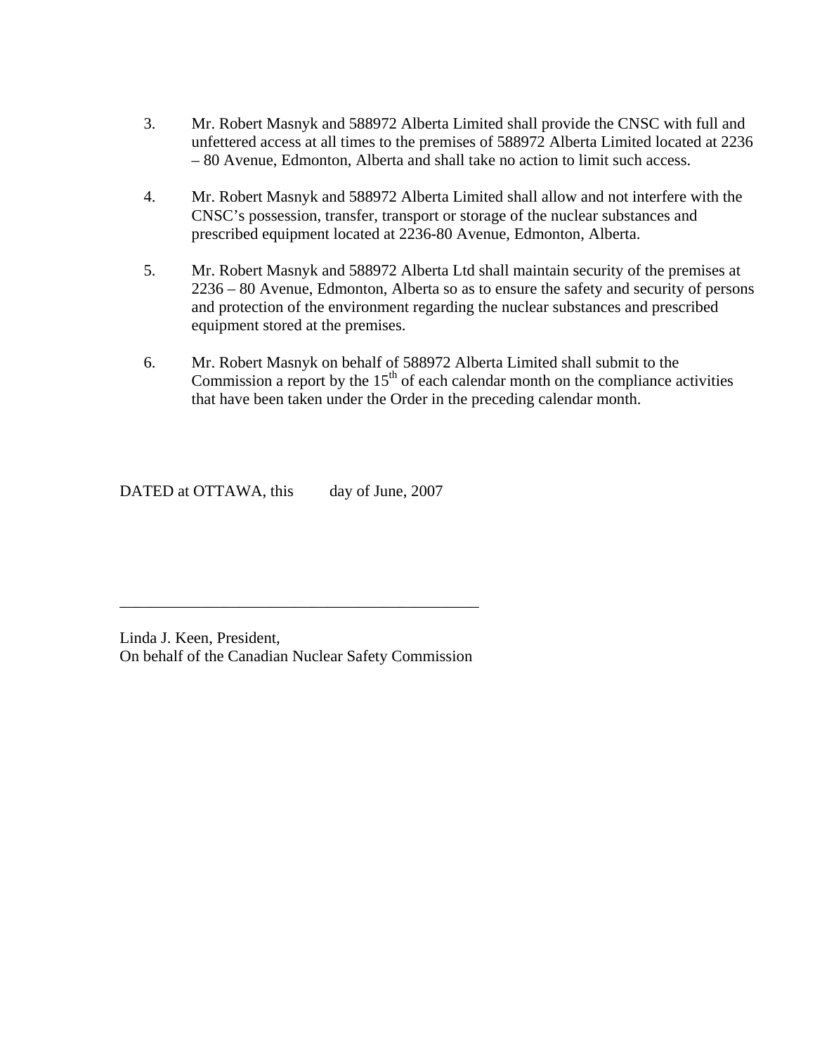3. Mr. Robert Masnyk and 588972 Alberta Limited shall provide the CNSC with full and unfettered access at all times to the premises of 588972 Alberta Limited located at 2236 – 80 Avenue, Edmonton, Alberta and shall take no action to limit such access.

4. Mr. Robert Masnyk and 588972 Alberta Limited shall allow and not interfere with the CNSC's possession, transfer, transport or storage of the nuclear substances and prescribed equipment located at 2236-80 Avenue, Edmonton, Alberta.

5. Mr. Robert Masnyk and 588972 Alberta Ltd shall maintain security of the premises at 2236 – 80 Avenue, Edmonton, Alberta so as to ensure the safety and security of persons and protection of the environment regarding the nuclear substances and prescribed equipment stored at the premises.

6. Mr. Robert Masnyk on behalf of 588972 Alberta Limited shall submit to the Commission a report by the 15th of each calendar month on the compliance activities that have been taken under the Order in the preceding calendar month.

DATED at OTTAWA, this day of June, 2007

\_\_\_\_\_\_\_\_\_\_\_\_\_\_\_\_\_\_\_\_\_\_\_\_\_\_\_\_\_\_\_\_\_\_\_\_\_\_\_\_\_\_\_\_

Linda J. Keen, President,
On behalf of the Canadian Nuclear Safety Commission